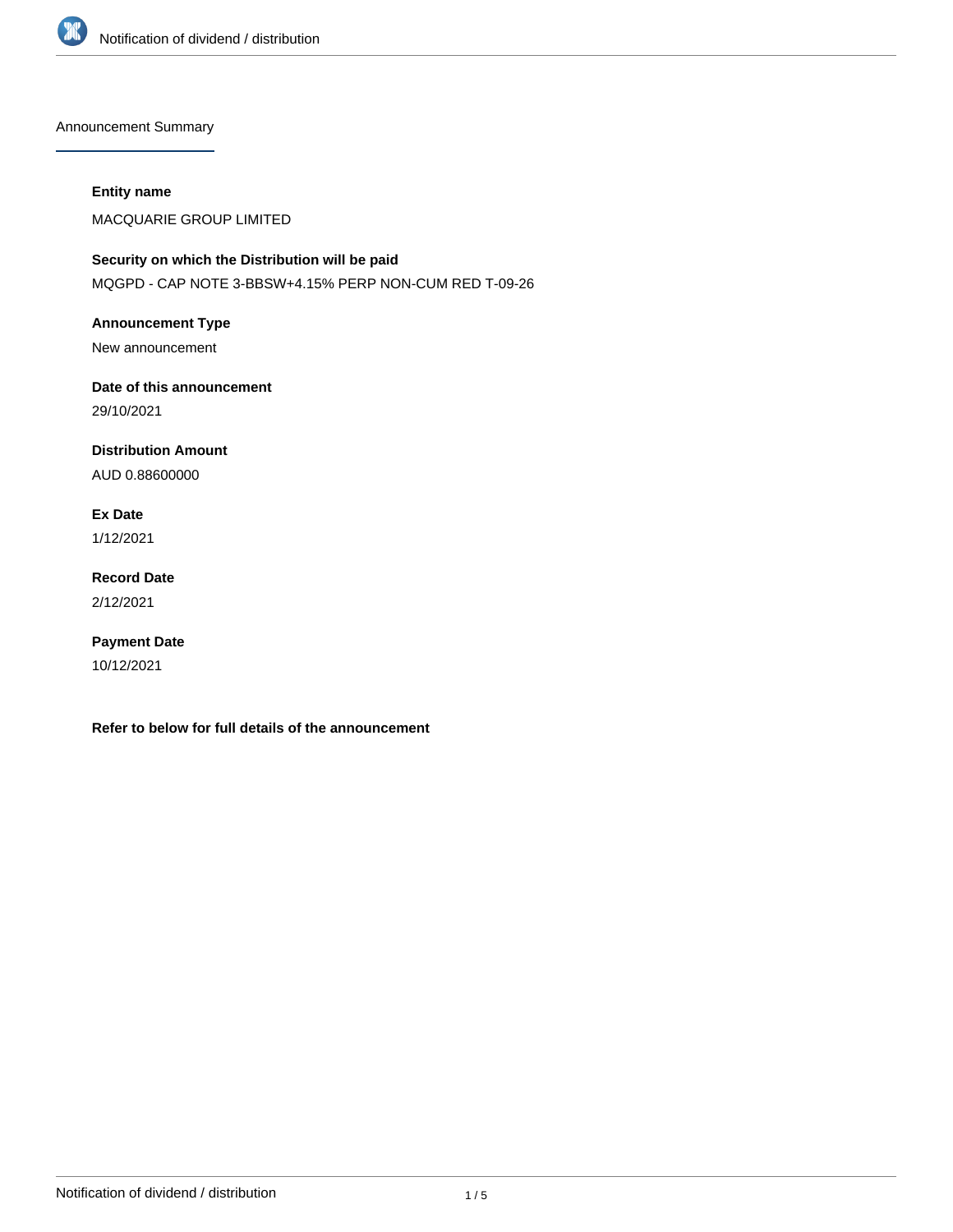## Announcement Summary

**Entity name**

MACQUARIE GROUP LIMITED

**Security on which the Distribution will be paid**

MQGPD - CAP NOTE 3-BBSW+4.15% PERP NON-CUM RED T-09-26

**Announcement Type**

New announcement

**Date of this announcement**

29/10/2021

**Distribution Amount**

AUD 0.88600000

**Ex Date**

1/12/2021

**Record Date**

2/12/2021

**Payment Date**

10/12/2021

**Refer to below for full details of the announcement**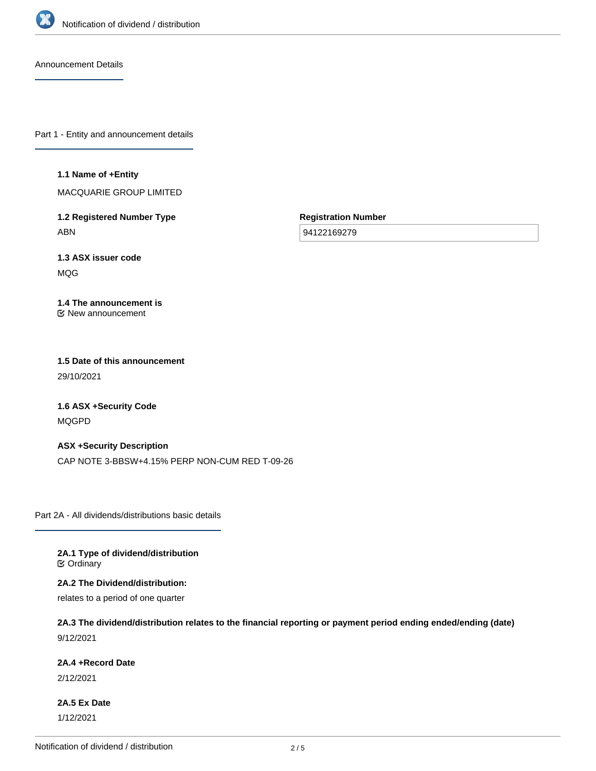## Announcement Details

### Part 1 - Entity and announcement details

**1.1 Name of +Entity**

MACQUARIE GROUP LIMITED

**1.2 Registered Number Type**

ABN

**Registration Number**

94122169279

**1.3 ASX issuer code**

MQG

**1.4 The announcement is**

New announcement

**1.5 Date of this announcement**

29/10/2021

**1.6 ASX +Security Code**

MQGPD

**ASX +Security Description**

CAP NOTE 3-BBSW+4.15% PERP NON-CUM RED T-09-26

### Part 2A - All dividends/distributions basic details

**2A.1 Type of dividend/distribution**

Ordinary

**2A.2 The Dividend/distribution:**

relates to a period of one quarter

**2A.3 The dividend/distribution relates to the financial reporting or payment period ending ended/ending (date)**

9/12/2021

**2A.4 +Record Date**

2/12/2021

**2A.5 Ex Date**

1/12/2021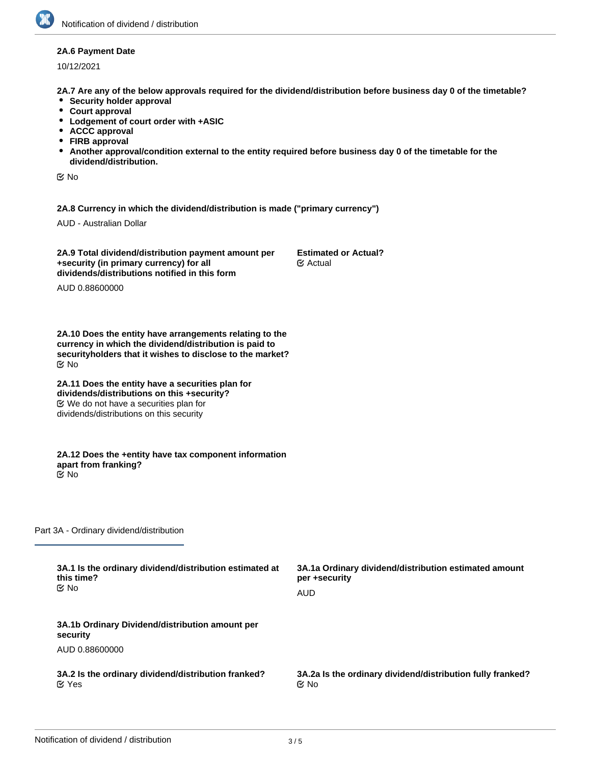**2A.6 Payment Date**

10/12/2021

**2A.7 Are any of the below approvals required for the dividend/distribution before business day 0 of the timetable?**

- **Security holder approval**
- **Court approval**
- **Lodgement of court order with +ASIC**
- **ACCC approval**
- **FIRB approval**
- **Another approval/condition external to the entity required before business day 0 of the timetable for the dividend/distribution.**

☑ No

**2A.8 Currency in which the dividend/distribution is made ("primary currency")**

AUD - Australian Dollar

**2A.9 Total dividend/distribution payment amount per +security (in primary currency) for all dividends/distributions notified in this form**

AUD 0.88600000

**Estimated or Actual?**

☑ Actual

**2A.10 Does the entity have arrangements relating to the currency in which the dividend/distribution is paid to securityholders that it wishes to disclose to the market?**

☑ No

**2A.11 Does the entity have a securities plan for dividends/distributions on this +security?**

☑ We do not have a securities plan for dividends/distributions on this security

**2A.12 Does the +entity have tax component information apart from franking?**

☑ No

## Part 3A - Ordinary dividend/distribution

**3A.1 Is the ordinary dividend/distribution estimated at this time?**

☑ No

**3A.1a Ordinary dividend/distribution estimated amount per +security**

AUD

**3A.1b Ordinary Dividend/distribution amount per security**

AUD 0.88600000

**3A.2 Is the ordinary dividend/distribution franked?**

☑ Yes

**3A.2a Is the ordinary dividend/distribution fully franked?**

☑ No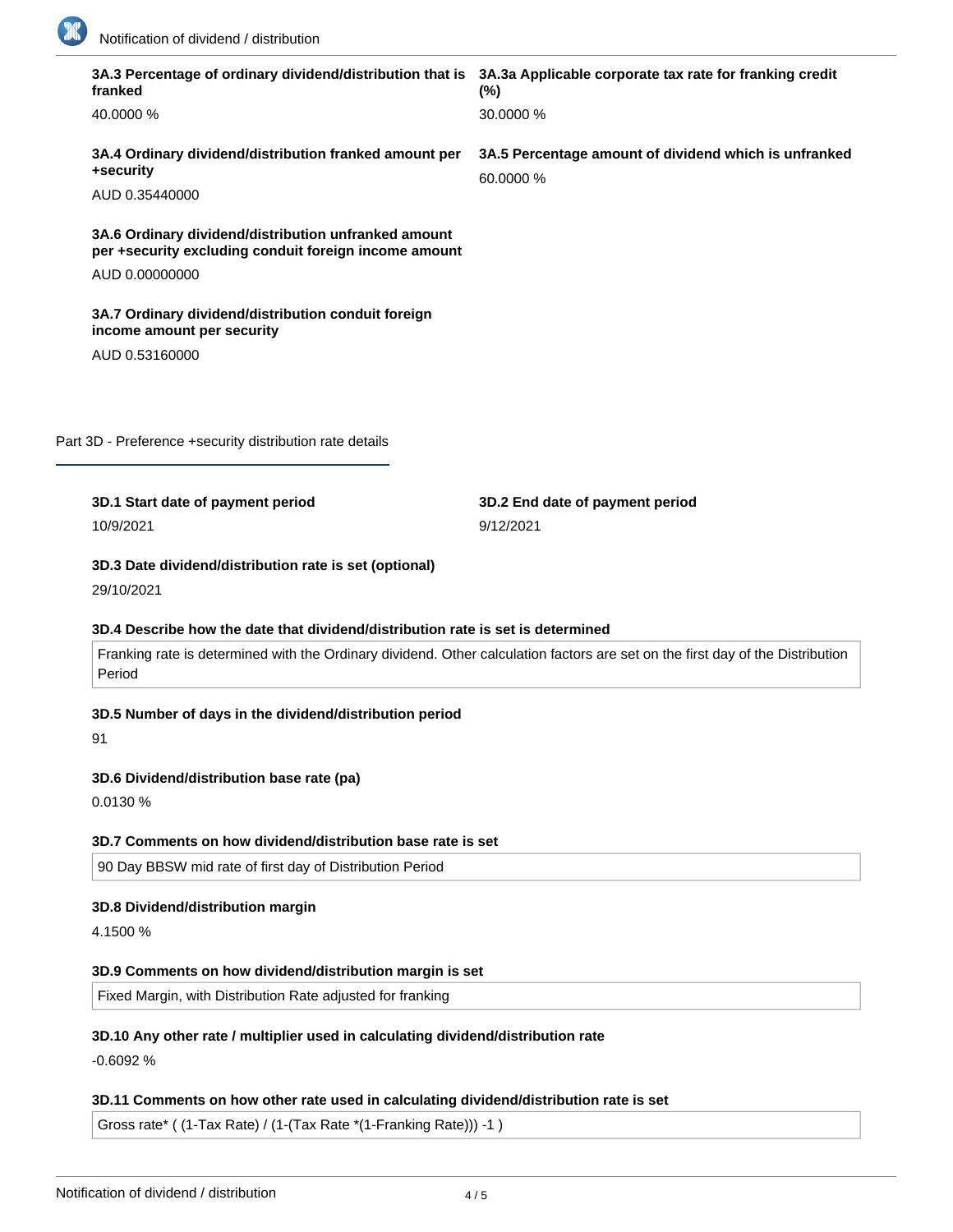**3A.3 Percentage of ordinary dividend/distribution that is franked**

40.0000 %

**3A.3a Applicable corporate tax rate for franking credit (%)**

30.0000 %

**3A.4 Ordinary dividend/distribution franked amount per +security**

AUD 0.35440000

**3A.5 Percentage amount of dividend which is unfranked**

60.0000 %

**3A.6 Ordinary dividend/distribution unfranked amount per +security excluding conduit foreign income amount**

AUD 0.00000000

**3A.7 Ordinary dividend/distribution conduit foreign income amount per security**

AUD 0.53160000

## Part 3D - Preference +security distribution rate details

**3D.1 Start date of payment period**

10/9/2021

**3D.2 End date of payment period**

9/12/2021

**3D.3 Date dividend/distribution rate is set (optional)**

29/10/2021

**3D.4 Describe how the date that dividend/distribution rate is set is determined**

Franking rate is determined with the Ordinary dividend. Other calculation factors are set on the first day of the Distribution Period

**3D.5 Number of days in the dividend/distribution period**

91

**3D.6 Dividend/distribution base rate (pa)**

0.0130 %

**3D.7 Comments on how dividend/distribution base rate is set**

90 Day BBSW mid rate of first day of Distribution Period

**3D.8 Dividend/distribution margin**

4.1500 %

**3D.9 Comments on how dividend/distribution margin is set**

Fixed Margin, with Distribution Rate adjusted for franking

**3D.10 Any other rate / multiplier used in calculating dividend/distribution rate**

-0.6092 %

**3D.11 Comments on how other rate used in calculating dividend/distribution rate is set**

Gross rate* ( (1-Tax Rate) / (1-(Tax Rate *(1-Franking Rate))) -1 )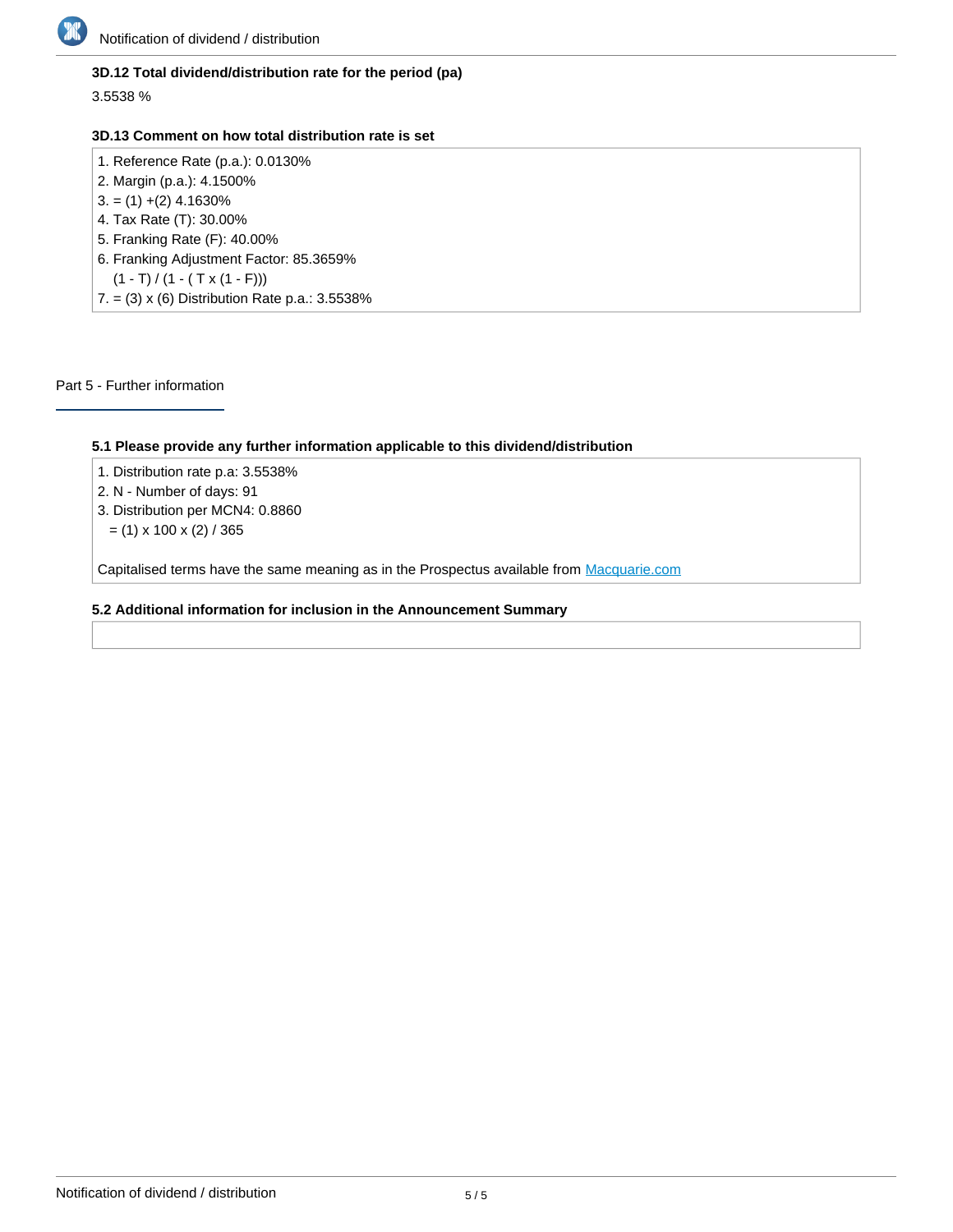### 3D.12 Total dividend/distribution rate for the period (pa)

3.5538 %

### 3D.13 Comment on how total distribution rate is set

1. Reference Rate (p.a.): 0.0130%
2. Margin (p.a.): 4.1500%
3. = (1) +(2) 4.1630%
4. Tax Rate (T): 30.00%
5. Franking Rate (F): 40.00%
6. Franking Adjustment Factor: 85.3659%
   (1 - T) / (1 - ( T x (1 - F)))
7. = (3) x (6) Distribution Rate p.a.: 3.5538%

## Part 5 - Further information

### 5.1 Please provide any further information applicable to this dividend/distribution

1. Distribution rate p.a: 3.5538%
2. N - Number of days: 91
3. Distribution per MCN4: 0.8860
   = (1) x 100 x (2) / 365

Capitalised terms have the same meaning as in the Prospectus available from [Macquarie.com](Macquarie.com)

### 5.2 Additional information for inclusion in the Announcement Summary